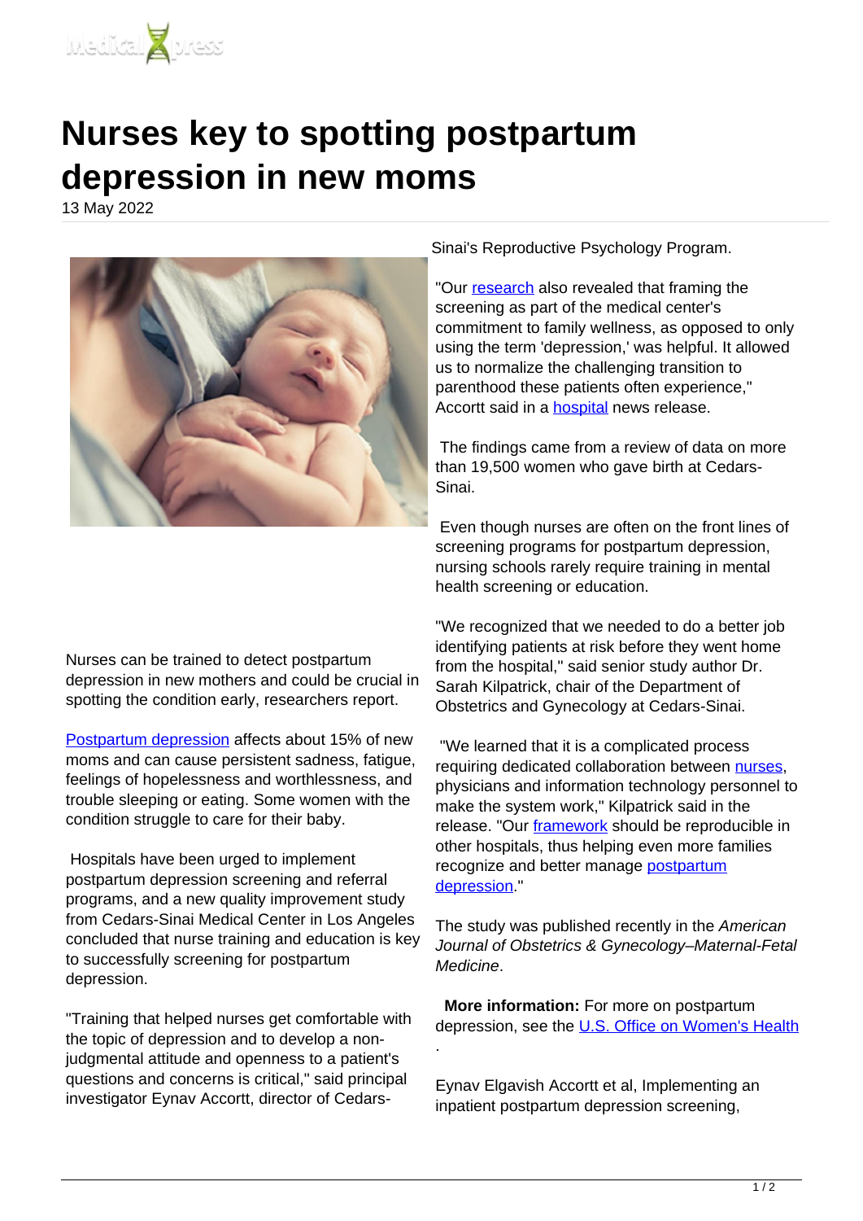# Nurses key to spotting postpartum depression in new moms

13 May 2022

Nurses can be trained to detect postpartum depression in new mothers and could be crucial in spotting the condition early, researchers report.

Postpartum depression affects about 15% of new moms and can cause persistent sadness, fatigue, feelings of hopelessness and worthlessness, and trouble sleeping or eating. Some women with the condition struggle to care for their baby.

Hospitals have been urged to implement postpartum depression screening and referral programs, and a new quality improvement study from Cedars-Sinai Medical Center in Los Angeles concluded that nurse training and education is key to successfully screening for postpartum depression.

"Training that helped nurses get comfortable with the topic of depression and to develop a non-judgmental attitude and openness to a patient's questions and concerns is critical," said principal investigator Eynav Accortt, director of Cedars-Sinai's Reproductive Psychology Program.

"Our research also revealed that framing the screening as part of the medical center's commitment to family wellness, as opposed to only using the term 'depression,' was helpful. It allowed us to normalize the challenging transition to parenthood these patients often experience," Accortt said in a hospital news release.

The findings came from a review of data on more than 19,500 women who gave birth at Cedars-Sinai.

Even though nurses are often on the front lines of screening programs for postpartum depression, nursing schools rarely require training in mental health screening or education.

"We recognized that we needed to do a better job identifying patients at risk before they went home from the hospital," said senior study author Dr. Sarah Kilpatrick, chair of the Department of Obstetrics and Gynecology at Cedars-Sinai.

"We learned that it is a complicated process requiring dedicated collaboration between nurses, physicians and information technology personnel to make the system work," Kilpatrick said in the release. "Our framework should be reproducible in other hospitals, thus helping even more families recognize and better manage postpartum depression."

The study was published recently in the *American Journal of Obstetrics & Gynecology–Maternal-Fetal Medicine*.

**More information:** For more on postpartum depression, see the U.S. Office on Women's Health.

Eynav Elgavish Accortt et al, Implementing an inpatient postpartum depression screening,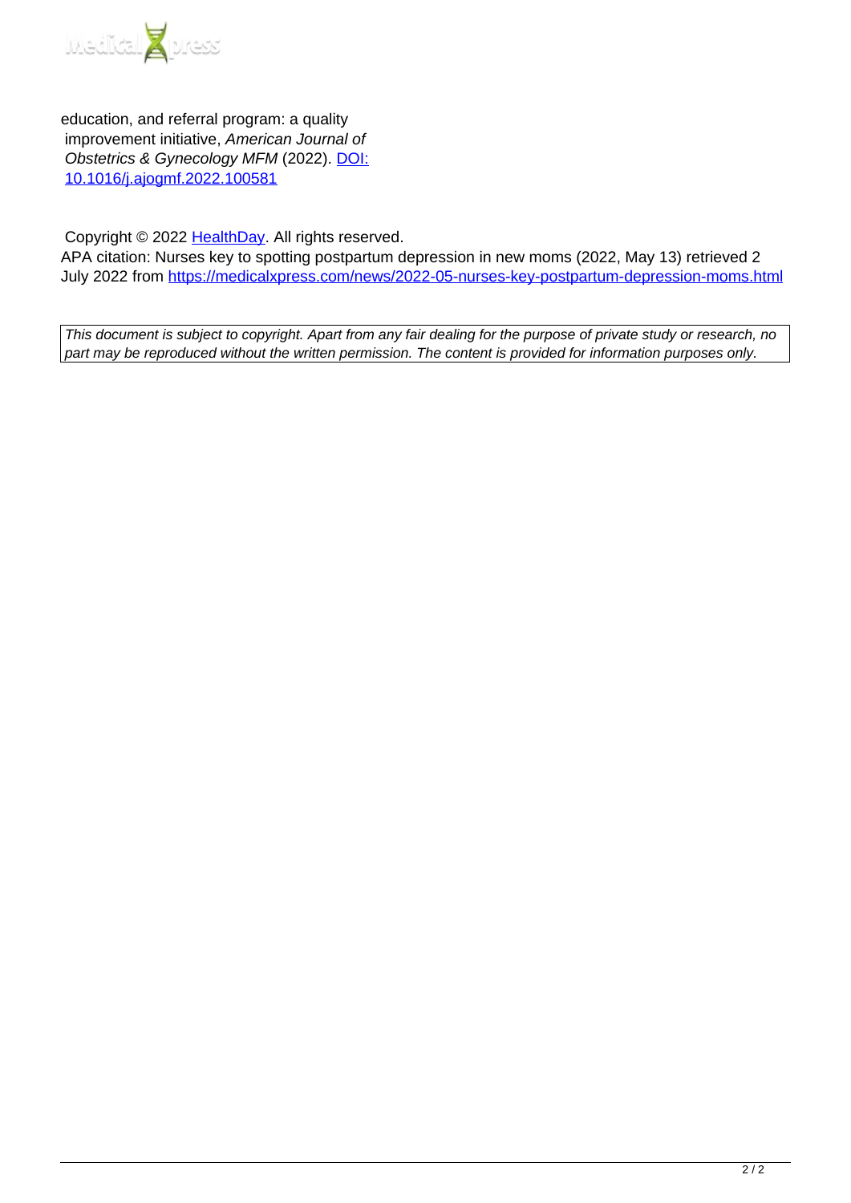education, and referral program: a quality improvement initiative, *American Journal of Obstetrics & Gynecology MFM* (2022). [DOI: 10.1016/j.ajogmf.2022.100581](https://doi.org/10.1016/j.ajogmf.2022.100581)

Copyright © 2022 [HealthDay](https://healthday.com). All rights reserved.

APA citation: Nurses key to spotting postpartum depression in new moms (2022, May 13) retrieved 2 July 2022 from https://medicalxpress.com/news/2022-05-nurses-key-postpartum-depression-moms.html

*This document is subject to copyright. Apart from any fair dealing for the purpose of private study or research, no part may be reproduced without the written permission. The content is provided for information purposes only.*